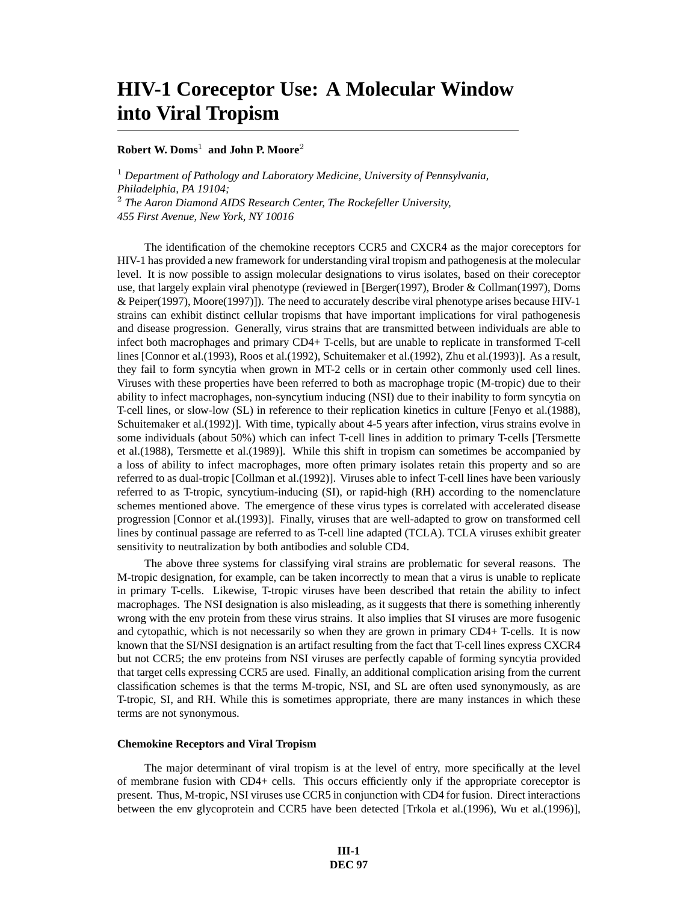# HIV-1 Coreceptor Use: A Molecular Window into Viral Tropism

**Robert W. Doms**[1] **and John P. Moore**[2]

[1] *Department of Pathology and Laboratory Medicine, University of Pennsylvania, Philadelphia, PA 19104;*
[2] *The Aaron Diamond AIDS Research Center, The Rockefeller University, 455 First Avenue, New York, NY 10016*

The identification of the chemokine receptors CCR5 and CXCR4 as the major coreceptors for HIV-1 has provided a new framework for understanding viral tropism and pathogenesis at the molecular level. It is now possible to assign molecular designations to virus isolates, based on their coreceptor use, that largely explain viral phenotype (reviewed in [Berger(1997), Broder & Collman(1997), Doms & Peiper(1997), Moore(1997)]). The need to accurately describe viral phenotype arises because HIV-1 strains can exhibit distinct cellular tropisms that have important implications for viral pathogenesis and disease progression. Generally, virus strains that are transmitted between individuals are able to infect both macrophages and primary CD4+ T-cells, but are unable to replicate in transformed T-cell lines [Connor et al.(1993), Roos et al.(1992), Schuitemaker et al.(1992), Zhu et al.(1993)]. As a result, they fail to form syncytia when grown in MT-2 cells or in certain other commonly used cell lines. Viruses with these properties have been referred to both as macrophage tropic (M-tropic) due to their ability to infect macrophages, non-syncytium inducing (NSI) due to their inability to form syncytia on T-cell lines, or slow-low (SL) in reference to their replication kinetics in culture [Fenyo et al.(1988), Schuitemaker et al.(1992)]. With time, typically about 4-5 years after infection, virus strains evolve in some individuals (about 50%) which can infect T-cell lines in addition to primary T-cells [Tersmette et al.(1988), Tersmette et al.(1989)]. While this shift in tropism can sometimes be accompanied by a loss of ability to infect macrophages, more often primary isolates retain this property and so are referred to as dual-tropic [Collman et al.(1992)]. Viruses able to infect T-cell lines have been variously referred to as T-tropic, syncytium-inducing (SI), or rapid-high (RH) according to the nomenclature schemes mentioned above. The emergence of these virus types is correlated with accelerated disease progression [Connor et al.(1993)]. Finally, viruses that are well-adapted to grow on transformed cell lines by continual passage are referred to as T-cell line adapted (TCLA). TCLA viruses exhibit greater sensitivity to neutralization by both antibodies and soluble CD4.

The above three systems for classifying viral strains are problematic for several reasons. The M-tropic designation, for example, can be taken incorrectly to mean that a virus is unable to replicate in primary T-cells. Likewise, T-tropic viruses have been described that retain the ability to infect macrophages. The NSI designation is also misleading, as it suggests that there is something inherently wrong with the env protein from these virus strains. It also implies that SI viruses are more fusogenic and cytopathic, which is not necessarily so when they are grown in primary CD4+ T-cells. It is now known that the SI/NSI designation is an artifact resulting from the fact that T-cell lines express CXCR4 but not CCR5; the env proteins from NSI viruses are perfectly capable of forming syncytia provided that target cells expressing CCR5 are used. Finally, an additional complication arising from the current classification schemes is that the terms M-tropic, NSI, and SL are often used synonymously, as are T-tropic, SI, and RH. While this is sometimes appropriate, there are many instances in which these terms are not synonymous.

### Chemokine Receptors and Viral Tropism

The major determinant of viral tropism is at the level of entry, more specifically at the level of membrane fusion with CD4+ cells. This occurs efficiently only if the appropriate coreceptor is present. Thus, M-tropic, NSI viruses use CCR5 in conjunction with CD4 for fusion. Direct interactions between the env glycoprotein and CCR5 have been detected [Trkola et al.(1996), Wu et al.(1996)],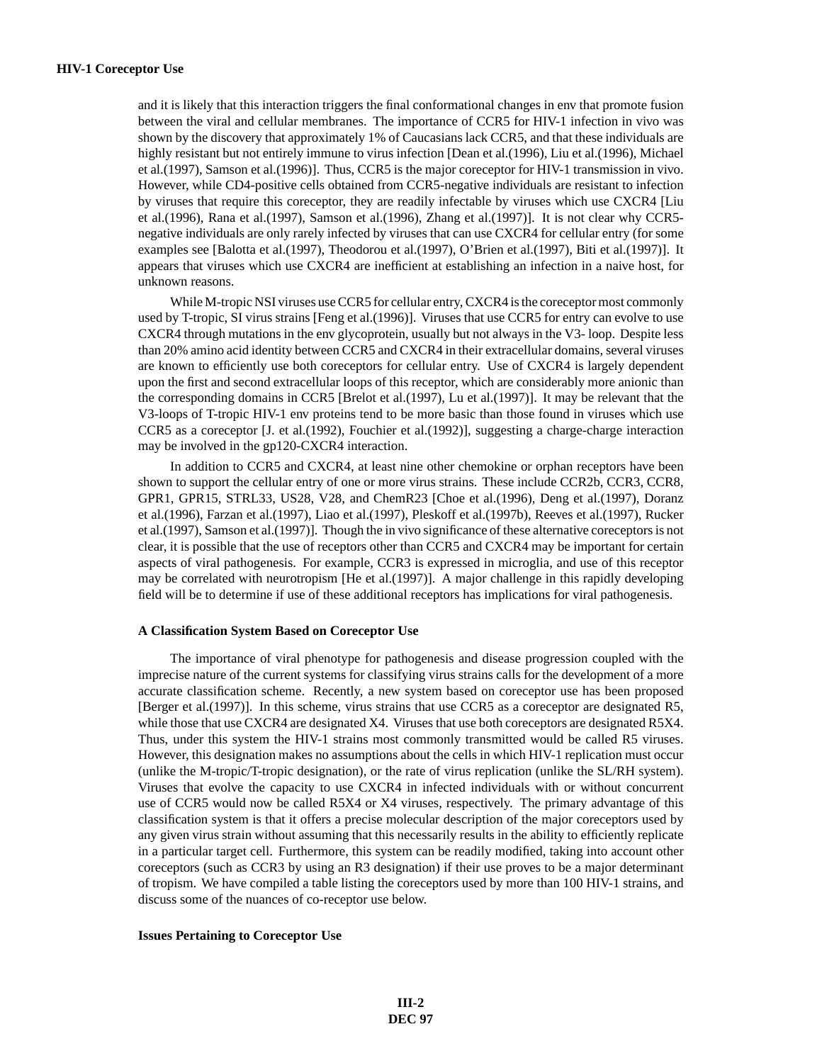and it is likely that this interaction triggers the final conformational changes in env that promote fusion between the viral and cellular membranes. The importance of CCR5 for HIV-1 infection in vivo was shown by the discovery that approximately 1% of Caucasians lack CCR5, and that these individuals are highly resistant but not entirely immune to virus infection [Dean et al.(1996), Liu et al.(1996), Michael et al.(1997), Samson et al.(1996)]. Thus, CCR5 is the major coreceptor for HIV-1 transmission in vivo. However, while CD4-positive cells obtained from CCR5-negative individuals are resistant to infection by viruses that require this coreceptor, they are readily infectable by viruses which use CXCR4 [Liu et al.(1996), Rana et al.(1997), Samson et al.(1996), Zhang et al.(1997)]. It is not clear why CCR5-negative individuals are only rarely infected by viruses that can use CXCR4 for cellular entry (for some examples see [Balotta et al.(1997), Theodorou et al.(1997), O'Brien et al.(1997), Biti et al.(1997)]. It appears that viruses which use CXCR4 are inefficient at establishing an infection in a naive host, for unknown reasons.

While M-tropic NSI viruses use CCR5 for cellular entry, CXCR4 is the coreceptor most commonly used by T-tropic, SI virus strains [Feng et al.(1996)]. Viruses that use CCR5 for entry can evolve to use CXCR4 through mutations in the env glycoprotein, usually but not always in the V3- loop. Despite less than 20% amino acid identity between CCR5 and CXCR4 in their extracellular domains, several viruses are known to efficiently use both coreceptors for cellular entry. Use of CXCR4 is largely dependent upon the first and second extracellular loops of this receptor, which are considerably more anionic than the corresponding domains in CCR5 [Brelot et al.(1997), Lu et al.(1997)]. It may be relevant that the V3-loops of T-tropic HIV-1 env proteins tend to be more basic than those found in viruses which use CCR5 as a coreceptor [J. et al.(1992), Fouchier et al.(1992)], suggesting a charge-charge interaction may be involved in the gp120-CXCR4 interaction.

In addition to CCR5 and CXCR4, at least nine other chemokine or orphan receptors have been shown to support the cellular entry of one or more virus strains. These include CCR2b, CCR3, CCR8, GPR1, GPR15, STRL33, US28, V28, and ChemR23 [Choe et al.(1996), Deng et al.(1997), Doranz et al.(1996), Farzan et al.(1997), Liao et al.(1997), Pleskoff et al.(1997b), Reeves et al.(1997), Rucker et al.(1997), Samson et al.(1997)]. Though the in vivo significance of these alternative coreceptors is not clear, it is possible that the use of receptors other than CCR5 and CXCR4 may be important for certain aspects of viral pathogenesis. For example, CCR3 is expressed in microglia, and use of this receptor may be correlated with neurotropism [He et al.(1997)]. A major challenge in this rapidly developing field will be to determine if use of these additional receptors has implications for viral pathogenesis.

### A Classification System Based on Coreceptor Use

The importance of viral phenotype for pathogenesis and disease progression coupled with the imprecise nature of the current systems for classifying virus strains calls for the development of a more accurate classification scheme. Recently, a new system based on coreceptor use has been proposed [Berger et al.(1997)]. In this scheme, virus strains that use CCR5 as a coreceptor are designated R5, while those that use CXCR4 are designated X4. Viruses that use both coreceptors are designated R5X4. Thus, under this system the HIV-1 strains most commonly transmitted would be called R5 viruses. However, this designation makes no assumptions about the cells in which HIV-1 replication must occur (unlike the M-tropic/T-tropic designation), or the rate of virus replication (unlike the SL/RH system). Viruses that evolve the capacity to use CXCR4 in infected individuals with or without concurrent use of CCR5 would now be called R5X4 or X4 viruses, respectively. The primary advantage of this classification system is that it offers a precise molecular description of the major coreceptors used by any given virus strain without assuming that this necessarily results in the ability to efficiently replicate in a particular target cell. Furthermore, this system can be readily modified, taking into account other coreceptors (such as CCR3 by using an R3 designation) if their use proves to be a major determinant of tropism. We have compiled a table listing the coreceptors used by more than 100 HIV-1 strains, and discuss some of the nuances of co-receptor use below.

### Issues Pertaining to Coreceptor Use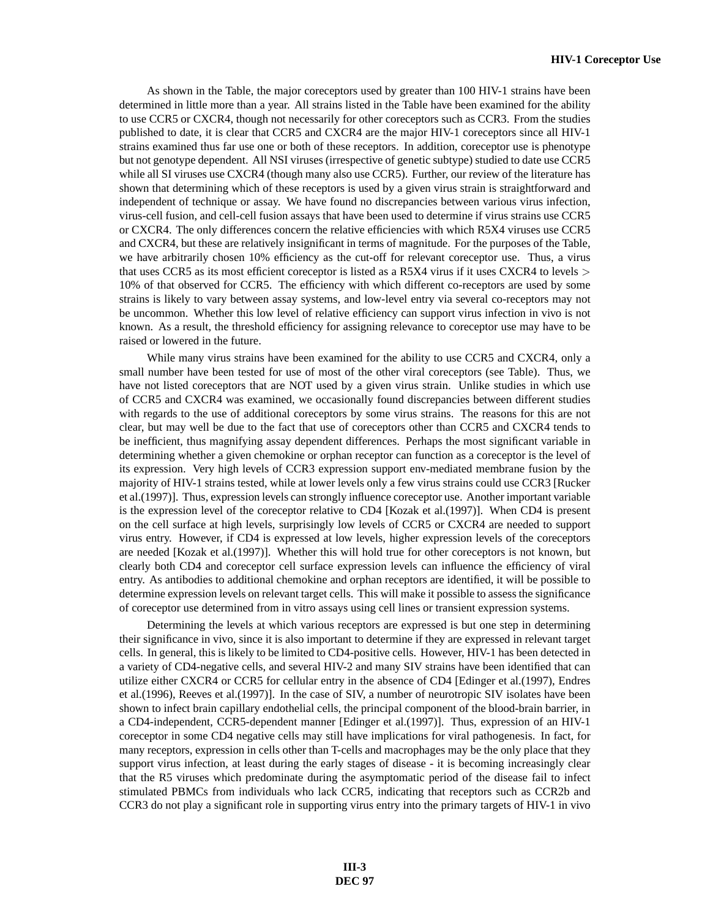As shown in the Table, the major coreceptors used by greater than 100 HIV-1 strains have been determined in little more than a year. All strains listed in the Table have been examined for the ability to use CCR5 or CXCR4, though not necessarily for other coreceptors such as CCR3. From the studies published to date, it is clear that CCR5 and CXCR4 are the major HIV-1 coreceptors since all HIV-1 strains examined thus far use one or both of these receptors. In addition, coreceptor use is phenotype but not genotype dependent. All NSI viruses (irrespective of genetic subtype) studied to date use CCR5 while all SI viruses use CXCR4 (though many also use CCR5). Further, our review of the literature has shown that determining which of these receptors is used by a given virus strain is straightforward and independent of technique or assay. We have found no discrepancies between various virus infection, virus-cell fusion, and cell-cell fusion assays that have been used to determine if virus strains use CCR5 or CXCR4. The only differences concern the relative efficiencies with which R5X4 viruses use CCR5 and CXCR4, but these are relatively insignificant in terms of magnitude. For the purposes of the Table, we have arbitrarily chosen 10% efficiency as the cut-off for relevant coreceptor use. Thus, a virus that uses CCR5 as its most efficient coreceptor is listed as a R5X4 virus if it uses CXCR4 to levels > 10% of that observed for CCR5. The efficiency with which different co-receptors are used by some strains is likely to vary between assay systems, and low-level entry via several co-receptors may not be uncommon. Whether this low level of relative efficiency can support virus infection in vivo is not known. As a result, the threshold efficiency for assigning relevance to coreceptor use may have to be raised or lowered in the future.

While many virus strains have been examined for the ability to use CCR5 and CXCR4, only a small number have been tested for use of most of the other viral coreceptors (see Table). Thus, we have not listed coreceptors that are NOT used by a given virus strain. Unlike studies in which use of CCR5 and CXCR4 was examined, we occasionally found discrepancies between different studies with regards to the use of additional coreceptors by some virus strains. The reasons for this are not clear, but may well be due to the fact that use of coreceptors other than CCR5 and CXCR4 tends to be inefficient, thus magnifying assay dependent differences. Perhaps the most significant variable in determining whether a given chemokine or orphan receptor can function as a coreceptor is the level of its expression. Very high levels of CCR3 expression support env-mediated membrane fusion by the majority of HIV-1 strains tested, while at lower levels only a few virus strains could use CCR3 [Rucker et al.(1997)]. Thus, expression levels can strongly influence coreceptor use. Another important variable is the expression level of the coreceptor relative to CD4 [Kozak et al.(1997)]. When CD4 is present on the cell surface at high levels, surprisingly low levels of CCR5 or CXCR4 are needed to support virus entry. However, if CD4 is expressed at low levels, higher expression levels of the coreceptors are needed [Kozak et al.(1997)]. Whether this will hold true for other coreceptors is not known, but clearly both CD4 and coreceptor cell surface expression levels can influence the efficiency of viral entry. As antibodies to additional chemokine and orphan receptors are identified, it will be possible to determine expression levels on relevant target cells. This will make it possible to assess the significance of coreceptor use determined from in vitro assays using cell lines or transient expression systems.

Determining the levels at which various receptors are expressed is but one step in determining their significance in vivo, since it is also important to determine if they are expressed in relevant target cells. In general, this is likely to be limited to CD4-positive cells. However, HIV-1 has been detected in a variety of CD4-negative cells, and several HIV-2 and many SIV strains have been identified that can utilize either CXCR4 or CCR5 for cellular entry in the absence of CD4 [Edinger et al.(1997), Endres et al.(1996), Reeves et al.(1997)]. In the case of SIV, a number of neurotropic SIV isolates have been shown to infect brain capillary endothelial cells, the principal component of the blood-brain barrier, in a CD4-independent, CCR5-dependent manner [Edinger et al.(1997)]. Thus, expression of an HIV-1 coreceptor in some CD4 negative cells may still have implications for viral pathogenesis. In fact, for many receptors, expression in cells other than T-cells and macrophages may be the only place that they support virus infection, at least during the early stages of disease - it is becoming increasingly clear that the R5 viruses which predominate during the asymptomatic period of the disease fail to infect stimulated PBMCs from individuals who lack CCR5, indicating that receptors such as CCR2b and CCR3 do not play a significant role in supporting virus entry into the primary targets of HIV-1 in vivo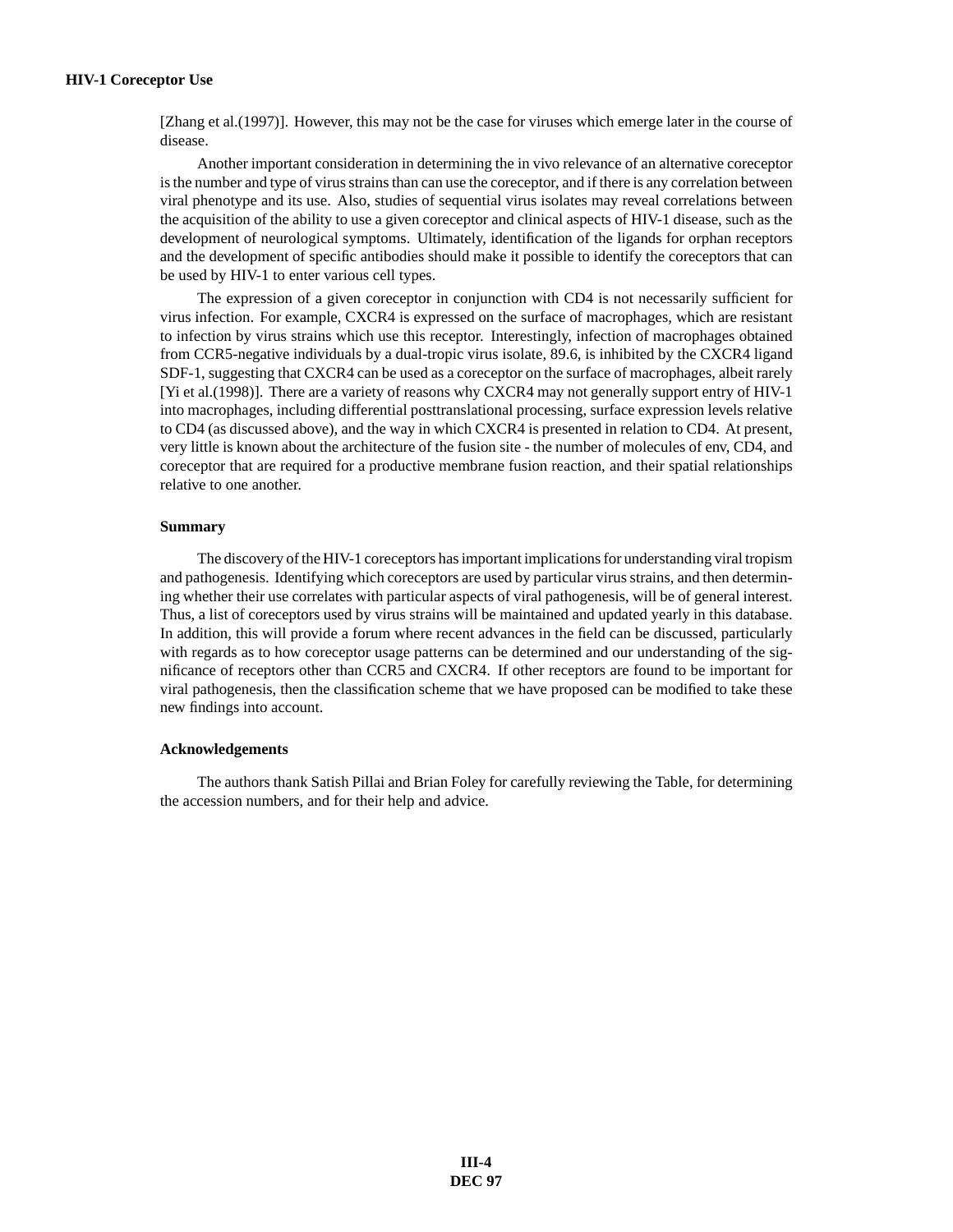[Zhang et al.(1997)]. However, this may not be the case for viruses which emerge later in the course of disease.

Another important consideration in determining the in vivo relevance of an alternative coreceptor is the number and type of virus strains than can use the coreceptor, and if there is any correlation between viral phenotype and its use. Also, studies of sequential virus isolates may reveal correlations between the acquisition of the ability to use a given coreceptor and clinical aspects of HIV-1 disease, such as the development of neurological symptoms. Ultimately, identification of the ligands for orphan receptors and the development of specific antibodies should make it possible to identify the coreceptors that can be used by HIV-1 to enter various cell types.

The expression of a given coreceptor in conjunction with CD4 is not necessarily sufficient for virus infection. For example, CXCR4 is expressed on the surface of macrophages, which are resistant to infection by virus strains which use this receptor. Interestingly, infection of macrophages obtained from CCR5-negative individuals by a dual-tropic virus isolate, 89.6, is inhibited by the CXCR4 ligand SDF-1, suggesting that CXCR4 can be used as a coreceptor on the surface of macrophages, albeit rarely [Yi et al.(1998)]. There are a variety of reasons why CXCR4 may not generally support entry of HIV-1 into macrophages, including differential posttranslational processing, surface expression levels relative to CD4 (as discussed above), and the way in which CXCR4 is presented in relation to CD4. At present, very little is known about the architecture of the fusion site - the number of molecules of env, CD4, and coreceptor that are required for a productive membrane fusion reaction, and their spatial relationships relative to one another.

### Summary

The discovery of the HIV-1 coreceptors has important implications for understanding viral tropism and pathogenesis. Identifying which coreceptors are used by particular virus strains, and then determining whether their use correlates with particular aspects of viral pathogenesis, will be of general interest. Thus, a list of coreceptors used by virus strains will be maintained and updated yearly in this database. In addition, this will provide a forum where recent advances in the field can be discussed, particularly with regards as to how coreceptor usage patterns can be determined and our understanding of the significance of receptors other than CCR5 and CXCR4. If other receptors are found to be important for viral pathogenesis, then the classification scheme that we have proposed can be modified to take these new findings into account.

### Acknowledgements

The authors thank Satish Pillai and Brian Foley for carefully reviewing the Table, for determining the accession numbers, and for their help and advice.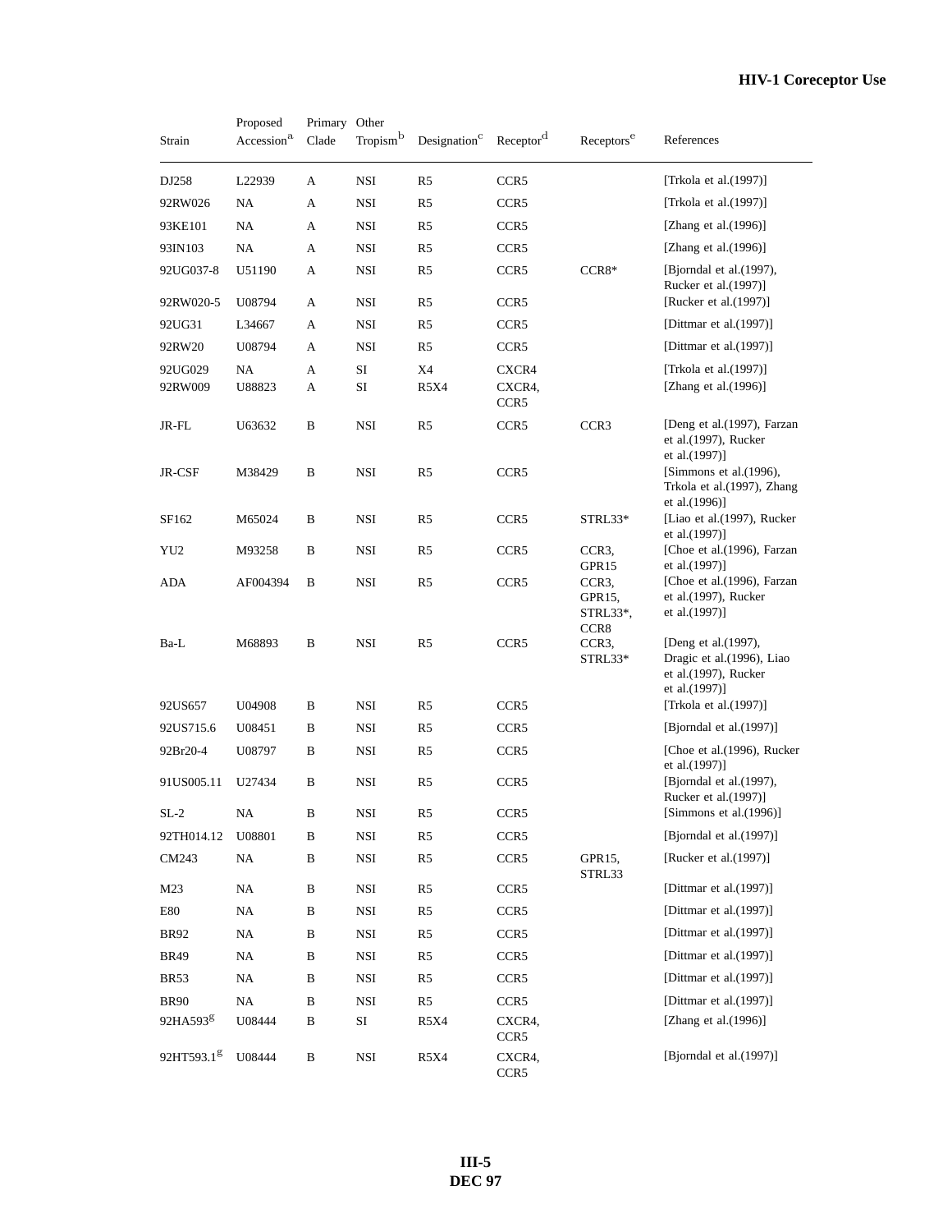| Strain | Proposed Accession[a] | Primary Clade | Other Tropism[b] | Designation[c] | Receptor[d] | Receptors[e] | References |
|---|---|---|---|---|---|---|---|
| DJ258 | L22939 | A | NSI | R5 | CCR5 | | [Trkola et al.(1997)] |
| 92RW026 | NA | A | NSI | R5 | CCR5 | | [Trkola et al.(1997)] |
| 93KE101 | NA | A | NSI | R5 | CCR5 | | [Zhang et al.(1996)] |
| 93IN103 | NA | A | NSI | R5 | CCR5 | | [Zhang et al.(1996)] |
| 92UG037-8 | U51190 | A | NSI | R5 | CCR5 | CCR8* | [Bjorndal et al.(1997), Rucker et al.(1997)] |
| 92RW020-5 | U08794 | A | NSI | R5 | CCR5 | | [Rucker et al.(1997)] |
| 92UG31 | L34667 | A | NSI | R5 | CCR5 | | [Dittmar et al.(1997)] |
| 92RW20 | U08794 | A | NSI | R5 | CCR5 | | [Dittmar et al.(1997)] |
| 92UG029 | NA | A | SI | X4 | CXCR4 | | [Trkola et al.(1997)] |
| 92RW009 | U88823 | A | SI | R5X4 | CXCR4, CCR5 | | [Zhang et al.(1996)] |
| JR-FL | U63632 | B | NSI | R5 | CCR5 | CCR3 | [Deng et al.(1997), Farzan et al.(1997), Rucker et al.(1997)] |
| JR-CSF | M38429 | B | NSI | R5 | CCR5 | | [Simmons et al.(1996), Trkola et al.(1997), Zhang et al.(1996)] |
| SF162 | M65024 | B | NSI | R5 | CCR5 | STRL33* | [Liao et al.(1997), Rucker et al.(1997)] |
| YU2 | M93258 | B | NSI | R5 | CCR5 | CCR3, GPR15 | [Choe et al.(1996), Farzan et al.(1997)] |
| ADA | AF004394 | B | NSI | R5 | CCR5 | CCR3, GPR15, STRL33*, CCR8 | [Choe et al.(1996), Farzan et al.(1997), Rucker et al.(1997)] |
| Ba-L | M68893 | B | NSI | R5 | CCR5 | CCR3, STRL33* | [Deng et al.(1997), Dragic et al.(1996), Liao et al.(1997), Rucker et al.(1997)] |
| 92US657 | U04908 | B | NSI | R5 | CCR5 | | [Trkola et al.(1997)] |
| 92US715.6 | U08451 | B | NSI | R5 | CCR5 | | [Bjorndal et al.(1997)] |
| 92Br20-4 | U08797 | B | NSI | R5 | CCR5 | | [Choe et al.(1996), Rucker et al.(1997)] |
| 91US005.11 | U27434 | B | NSI | R5 | CCR5 | | [Bjorndal et al.(1997), Rucker et al.(1997)] |
| SL-2 | NA | B | NSI | R5 | CCR5 | | [Simmons et al.(1996)] |
| 92TH014.12 | U08801 | B | NSI | R5 | CCR5 | | [Bjorndal et al.(1997)] |
| CM243 | NA | B | NSI | R5 | CCR5 | GPR15, STRL33 | [Rucker et al.(1997)] |
| M23 | NA | B | NSI | R5 | CCR5 | | [Dittmar et al.(1997)] |
| E80 | NA | B | NSI | R5 | CCR5 | | [Dittmar et al.(1997)] |
| BR92 | NA | B | NSI | R5 | CCR5 | | [Dittmar et al.(1997)] |
| BR49 | NA | B | NSI | R5 | CCR5 | | [Dittmar et al.(1997)] |
| BR53 | NA | B | NSI | R5 | CCR5 | | [Dittmar et al.(1997)] |
| BR90 | NA | B | NSI | R5 | CCR5 | | [Dittmar et al.(1997)] |
| 92HA593[g] | U08444 | B | SI | R5X4 | CXCR4, CCR5 | | [Zhang et al.(1996)] |
| 92HT593.1[g] | U08444 | B | NSI | R5X4 | CXCR4, CCR5 | | [Bjorndal et al.(1997)] |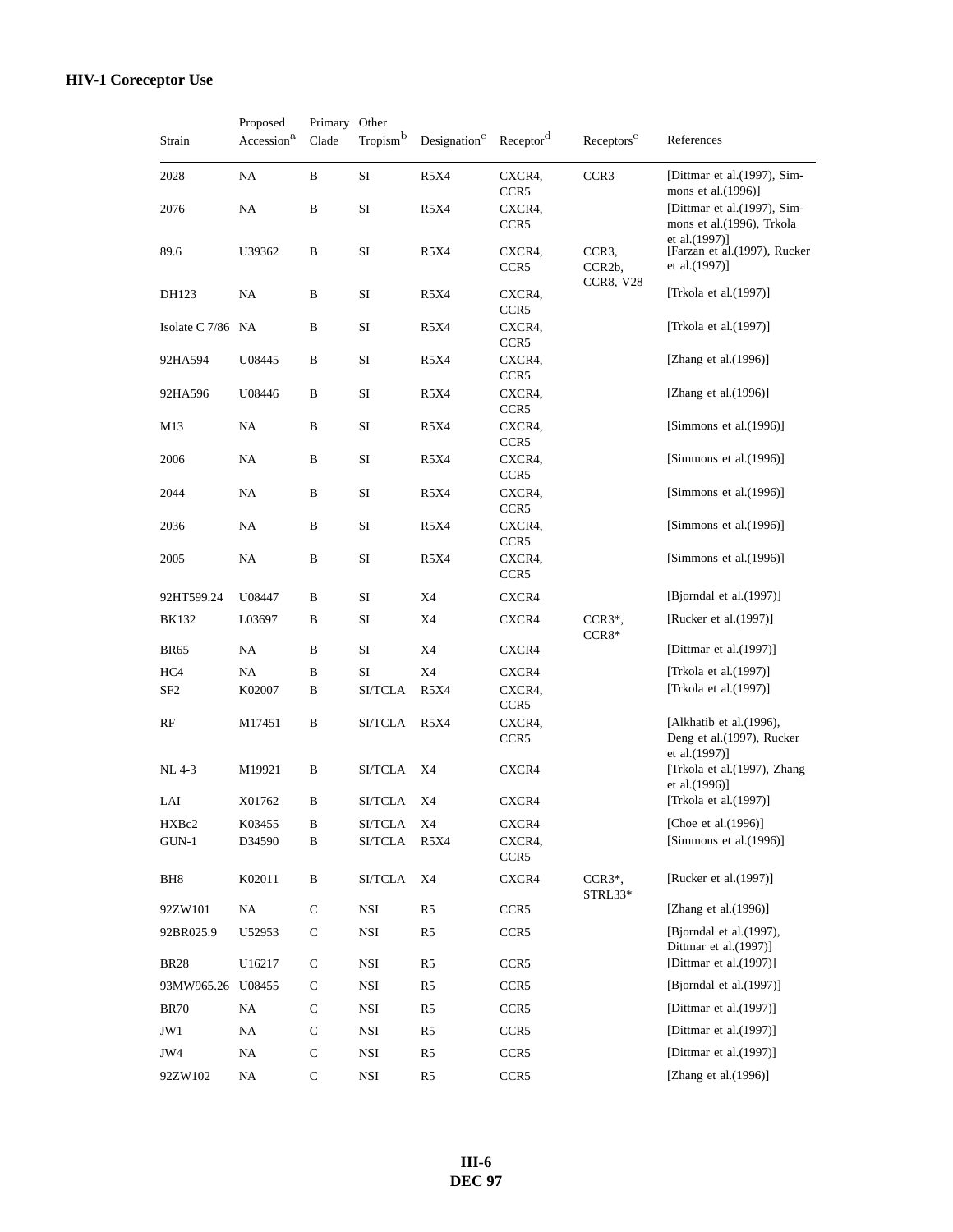## HIV-1 Coreceptor Use

| Strain | Proposed Accession[a] | Primary Clade | Other Tropism[b] | Designation[c] | Receptor[d] | Receptors[e] | References |
|---|---|---|---|---|---|---|---|
| 2028 | NA | B | SI | R5X4 | CXCR4, CCR5 | CCR3 | [Dittmar et al.(1997), Simmons et al.(1996)] |
| 2076 | NA | B | SI | R5X4 | CXCR4, CCR5 | | [Dittmar et al.(1997), Simmons et al.(1996), Trkola et al.(1997)] |
| 89.6 | U39362 | B | SI | R5X4 | CXCR4, CCR5 | CCR3, CCR2b, CCR8, V28 | [Farzan et al.(1997), Rucker et al.(1997)] |
| DH123 | NA | B | SI | R5X4 | CXCR4, CCR5 | | [Trkola et al.(1997)] |
| Isolate C 7/86 | NA | B | SI | R5X4 | CXCR4, CCR5 | | [Trkola et al.(1997)] |
| 92HA594 | U08445 | B | SI | R5X4 | CXCR4, CCR5 | | [Zhang et al.(1996)] |
| 92HA596 | U08446 | B | SI | R5X4 | CXCR4, CCR5 | | [Zhang et al.(1996)] |
| M13 | NA | B | SI | R5X4 | CXCR4, CCR5 | | [Simmons et al.(1996)] |
| 2006 | NA | B | SI | R5X4 | CXCR4, CCR5 | | [Simmons et al.(1996)] |
| 2044 | NA | B | SI | R5X4 | CXCR4, CCR5 | | [Simmons et al.(1996)] |
| 2036 | NA | B | SI | R5X4 | CXCR4, CCR5 | | [Simmons et al.(1996)] |
| 2005 | NA | B | SI | R5X4 | CXCR4, CCR5 | | [Simmons et al.(1996)] |
| 92HT599.24 | U08447 | B | SI | X4 | CXCR4 | | [Bjorndal et al.(1997)] |
| BK132 | L03697 | B | SI | X4 | CXCR4 | CCR3*, CCR8* | [Rucker et al.(1997)] |
| BR65 | NA | B | SI | X4 | CXCR4 | | [Dittmar et al.(1997)] |
| HC4 | NA | B | SI | X4 | CXCR4 | | [Trkola et al.(1997)] |
| SF2 | K02007 | B | SI/TCLA | R5X4 | CXCR4, CCR5 | | [Trkola et al.(1997)] |
| RF | M17451 | B | SI/TCLA | R5X4 | CXCR4, CCR5 | | [Alkhatib et al.(1996), Deng et al.(1997), Rucker et al.(1997)] |
| NL 4-3 | M19921 | B | SI/TCLA | X4 | CXCR4 | | [Trkola et al.(1997), Zhang et al.(1996)] |
| LAI | X01762 | B | SI/TCLA | X4 | CXCR4 | | [Trkola et al.(1997)] |
| HXBc2 | K03455 | B | SI/TCLA | X4 | CXCR4 | | [Choe et al.(1996)] |
| GUN-1 | D34590 | B | SI/TCLA | R5X4 | CXCR4, CCR5 | | [Simmons et al.(1996)] |
| BH8 | K02011 | B | SI/TCLA | X4 | CXCR4 | CCR3*, STRL33* | [Rucker et al.(1997)] |
| 92ZW101 | NA | C | NSI | R5 | CCR5 | | [Zhang et al.(1996)] |
| 92BR025.9 | U52953 | C | NSI | R5 | CCR5 | | [Bjorndal et al.(1997), Dittmar et al.(1997)] |
| BR28 | U16217 | C | NSI | R5 | CCR5 | | [Dittmar et al.(1997)] |
| 93MW965.26 | U08455 | C | NSI | R5 | CCR5 | | [Bjorndal et al.(1997)] |
| BR70 | NA | C | NSI | R5 | CCR5 | | [Dittmar et al.(1997)] |
| JW1 | NA | C | NSI | R5 | CCR5 | | [Dittmar et al.(1997)] |
| JW4 | NA | C | NSI | R5 | CCR5 | | [Dittmar et al.(1997)] |
| 92ZW102 | NA | C | NSI | R5 | CCR5 | | [Zhang et al.(1996)] |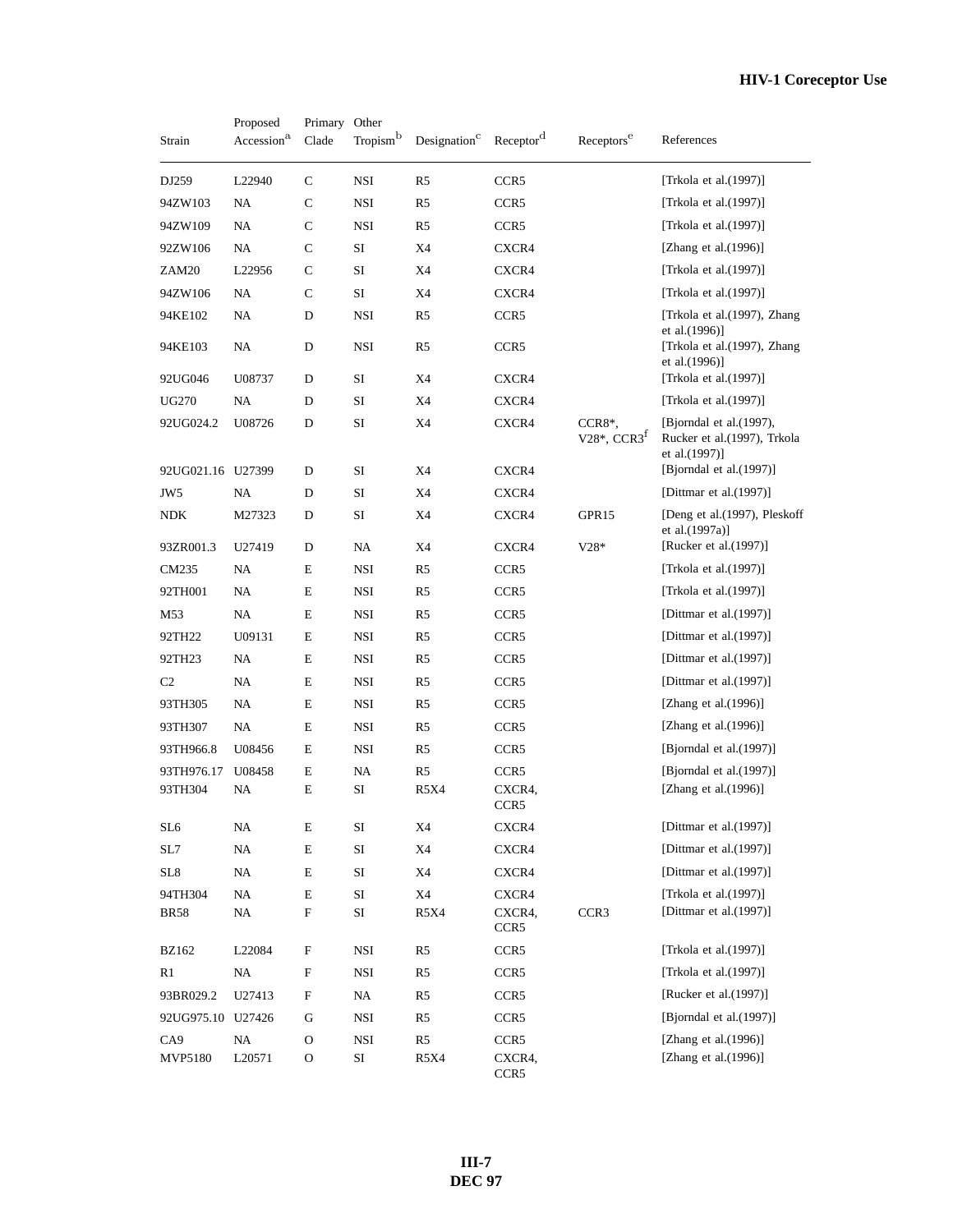| Strain | Proposed Accession[a] | Primary Clade | Other Tropism[b] | Designation[c] | Receptor[d] | Receptors[e] | References |
|---|---|---|---|---|---|---|---|
| DJ259 | L22940 | C | NSI | R5 | CCR5 | | [Trkola et al.(1997)] |
| 94ZW103 | NA | C | NSI | R5 | CCR5 | | [Trkola et al.(1997)] |
| 94ZW109 | NA | C | NSI | R5 | CCR5 | | [Trkola et al.(1997)] |
| 92ZW106 | NA | C | SI | X4 | CXCR4 | | [Zhang et al.(1996)] |
| ZAM20 | L22956 | C | SI | X4 | CXCR4 | | [Trkola et al.(1997)] |
| 94ZW106 | NA | C | SI | X4 | CXCR4 | | [Trkola et al.(1997)] |
| 94KE102 | NA | D | NSI | R5 | CCR5 | | [Trkola et al.(1997), Zhang et al.(1996)] |
| 94KE103 | NA | D | NSI | R5 | CCR5 | | [Trkola et al.(1997), Zhang et al.(1996)] |
| 92UG046 | U08737 | D | SI | X4 | CXCR4 | | [Trkola et al.(1997)] |
| UG270 | NA | D | SI | X4 | CXCR4 | | [Trkola et al.(1997)] |
| 92UG024.2 | U08726 | D | SI | X4 | CXCR4 | CCR8*, V28*, CCR3[f] | [Bjorndal et al.(1997), Rucker et al.(1997), Trkola et al.(1997)] |
| 92UG021.16 | U27399 | D | SI | X4 | CXCR4 | | [Bjorndal et al.(1997)] |
| JW5 | NA | D | SI | X4 | CXCR4 | | [Dittmar et al.(1997)] |
| NDK | M27323 | D | SI | X4 | CXCR4 | GPR15 | [Deng et al.(1997), Pleskoff et al.(1997a)] |
| 93ZR001.3 | U27419 | D | NA | X4 | CXCR4 | V28* | [Rucker et al.(1997)] |
| CM235 | NA | E | NSI | R5 | CCR5 | | [Trkola et al.(1997)] |
| 92TH001 | NA | E | NSI | R5 | CCR5 | | [Trkola et al.(1997)] |
| M53 | NA | E | NSI | R5 | CCR5 | | [Dittmar et al.(1997)] |
| 92TH22 | U09131 | E | NSI | R5 | CCR5 | | [Dittmar et al.(1997)] |
| 92TH23 | NA | E | NSI | R5 | CCR5 | | [Dittmar et al.(1997)] |
| C2 | NA | E | NSI | R5 | CCR5 | | [Dittmar et al.(1997)] |
| 93TH305 | NA | E | NSI | R5 | CCR5 | | [Zhang et al.(1996)] |
| 93TH307 | NA | E | NSI | R5 | CCR5 | | [Zhang et al.(1996)] |
| 93TH966.8 | U08456 | E | NSI | R5 | CCR5 | | [Bjorndal et al.(1997)] |
| 93TH976.17 | U08458 | E | NA | R5 | CCR5 | | [Bjorndal et al.(1997)] |
| 93TH304 | NA | E | SI | R5X4 | CXCR4, CCR5 | | [Zhang et al.(1996)] |
| SL6 | NA | E | SI | X4 | CXCR4 | | [Dittmar et al.(1997)] |
| SL7 | NA | E | SI | X4 | CXCR4 | | [Dittmar et al.(1997)] |
| SL8 | NA | E | SI | X4 | CXCR4 | | [Dittmar et al.(1997)] |
| 94TH304 | NA | E | SI | X4 | CXCR4 | | [Trkola et al.(1997)] |
| BR58 | NA | F | SI | R5X4 | CXCR4, CCR5 | CCR3 | [Dittmar et al.(1997)] |
| BZ162 | L22084 | F | NSI | R5 | CCR5 | | [Trkola et al.(1997)] |
| R1 | NA | F | NSI | R5 | CCR5 | | [Trkola et al.(1997)] |
| 93BR029.2 | U27413 | F | NA | R5 | CCR5 | | [Rucker et al.(1997)] |
| 92UG975.10 | U27426 | G | NSI | R5 | CCR5 | | [Bjorndal et al.(1997)] |
| CA9 | NA | O | NSI | R5 | CCR5 | | [Zhang et al.(1996)] |
| MVP5180 | L20571 | O | SI | R5X4 | CXCR4, CCR5 | | [Zhang et al.(1996)] |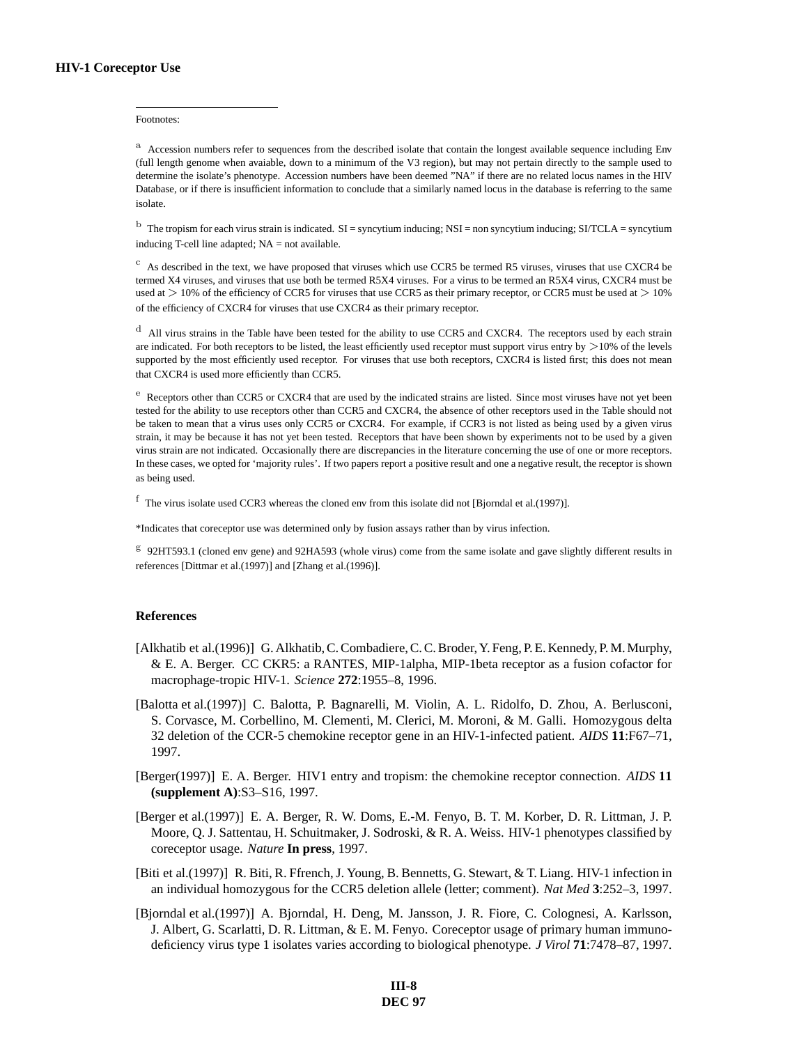Footnotes:

[a] Accession numbers refer to sequences from the described isolate that contain the longest available sequence including Env (full length genome when avaiable, down to a minimum of the V3 region), but may not pertain directly to the sample used to determine the isolate's phenotype. Accession numbers have been deemed "NA" if there are no related locus names in the HIV Database, or if there is insufficient information to conclude that a similarly named locus in the database is referring to the same isolate.

[b] The tropism for each virus strain is indicated. SI = syncytium inducing; NSI = non syncytium inducing; SI/TCLA = syncytium inducing T-cell line adapted; NA = not available.

[c] As described in the text, we have proposed that viruses which use CCR5 be termed R5 viruses, viruses that use CXCR4 be termed X4 viruses, and viruses that use both be termed R5X4 viruses. For a virus to be termed an R5X4 virus, CXCR4 must be used at $>$ 10% of the efficiency of CCR5 for viruses that use CCR5 as their primary receptor, or CCR5 must be used at $>$ 10% of the efficiency of CXCR4 for viruses that use CXCR4 as their primary receptor.

[d] All virus strains in the Table have been tested for the ability to use CCR5 and CXCR4. The receptors used by each strain are indicated. For both receptors to be listed, the least efficiently used receptor must support virus entry by $>$10% of the levels supported by the most efficiently used receptor. For viruses that use both receptors, CXCR4 is listed first; this does not mean that CXCR4 is used more efficiently than CCR5.

[e] Receptors other than CCR5 or CXCR4 that are used by the indicated strains are listed. Since most viruses have not yet been tested for the ability to use receptors other than CCR5 and CXCR4, the absence of other receptors used in the Table should not be taken to mean that a virus uses only CCR5 or CXCR4. For example, if CCR3 is not listed as being used by a given virus strain, it may be because it has not yet been tested. Receptors that have been shown by experiments not to be used by a given virus strain are not indicated. Occasionally there are discrepancies in the literature concerning the use of one or more receptors. In these cases, we opted for 'majority rules'. If two papers report a positive result and one a negative result, the receptor is shown as being used.

[f] The virus isolate used CCR3 whereas the cloned env from this isolate did not [Bjorndal et al.(1997)].

*Indicates that coreceptor use was determined only by fusion assays rather than by virus infection.

[g] 92HT593.1 (cloned env gene) and 92HA593 (whole virus) come from the same isolate and gave slightly different results in references [Dittmar et al.(1997)] and [Zhang et al.(1996)].

## References

[Alkhatib et al.(1996)] G. Alkhatib, C. Combadiere, C. C. Broder, Y. Feng, P. E. Kennedy, P. M. Murphy, & E. A. Berger. CC CKR5: a RANTES, MIP-1alpha, MIP-1beta receptor as a fusion cofactor for macrophage-tropic HIV-1. *Science* **272**:1955–8, 1996.

[Balotta et al.(1997)] C. Balotta, P. Bagnarelli, M. Violin, A. L. Ridolfo, D. Zhou, A. Berlusconi, S. Corvasce, M. Corbellino, M. Clementi, M. Clerici, M. Moroni, & M. Galli. Homozygous delta 32 deletion of the CCR-5 chemokine receptor gene in an HIV-1-infected patient. *AIDS* **11**:F67–71, 1997.

[Berger(1997)] E. A. Berger. HIV1 entry and tropism: the chemokine receptor connection. *AIDS* **11 (supplement A)**:S3–S16, 1997.

[Berger et al.(1997)] E. A. Berger, R. W. Doms, E.-M. Fenyo, B. T. M. Korber, D. R. Littman, J. P. Moore, Q. J. Sattentau, H. Schuitmaker, J. Sodroski, & R. A. Weiss. HIV-1 phenotypes classified by coreceptor usage. *Nature* **In press**, 1997.

[Biti et al.(1997)] R. Biti, R. Ffrench, J. Young, B. Bennetts, G. Stewart, & T. Liang. HIV-1 infection in an individual homozygous for the CCR5 deletion allele (letter; comment). *Nat Med* **3**:252–3, 1997.

[Bjorndal et al.(1997)] A. Bjorndal, H. Deng, M. Jansson, J. R. Fiore, C. Colognesi, A. Karlsson, J. Albert, G. Scarlatti, D. R. Littman, & E. M. Fenyo. Coreceptor usage of primary human immunodeficiency virus type 1 isolates varies according to biological phenotype. *J Virol* **71**:7478–87, 1997.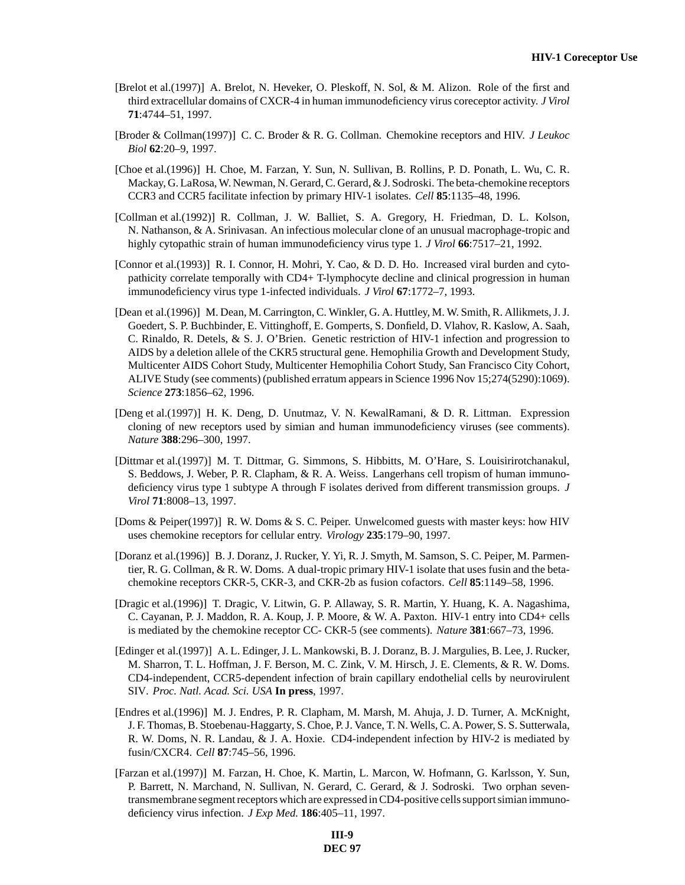[Brelot et al.(1997)] A. Brelot, N. Heveker, O. Pleskoff, N. Sol, & M. Alizon. Role of the first and third extracellular domains of CXCR-4 in human immunodeficiency virus coreceptor activity. *J Virol* **71**:4744–51, 1997.

[Broder & Collman(1997)] C. C. Broder & R. G. Collman. Chemokine receptors and HIV. *J Leukoc Biol* **62**:20–9, 1997.

[Choe et al.(1996)] H. Choe, M. Farzan, Y. Sun, N. Sullivan, B. Rollins, P. D. Ponath, L. Wu, C. R. Mackay, G. LaRosa, W. Newman, N. Gerard, C. Gerard, & J. Sodroski. The beta-chemokine receptors CCR3 and CCR5 facilitate infection by primary HIV-1 isolates. *Cell* **85**:1135–48, 1996.

[Collman et al.(1992)] R. Collman, J. W. Balliet, S. A. Gregory, H. Friedman, D. L. Kolson, N. Nathanson, & A. Srinivasan. An infectious molecular clone of an unusual macrophage-tropic and highly cytopathic strain of human immunodeficiency virus type 1. *J Virol* **66**:7517–21, 1992.

[Connor et al.(1993)] R. I. Connor, H. Mohri, Y. Cao, & D. D. Ho. Increased viral burden and cytopathicity correlate temporally with CD4+ T-lymphocyte decline and clinical progression in human immunodeficiency virus type 1-infected individuals. *J Virol* **67**:1772–7, 1993.

[Dean et al.(1996)] M. Dean, M. Carrington, C. Winkler, G. A. Huttley, M. W. Smith, R. Allikmets, J. J. Goedert, S. P. Buchbinder, E. Vittinghoff, E. Gomperts, S. Donfield, D. Vlahov, R. Kaslow, A. Saah, C. Rinaldo, R. Detels, & S. J. O'Brien. Genetic restriction of HIV-1 infection and progression to AIDS by a deletion allele of the CKR5 structural gene. Hemophilia Growth and Development Study, Multicenter AIDS Cohort Study, Multicenter Hemophilia Cohort Study, San Francisco City Cohort, ALIVE Study (see comments) (published erratum appears in Science 1996 Nov 15;274(5290):1069). *Science* **273**:1856–62, 1996.

[Deng et al.(1997)] H. K. Deng, D. Unutmaz, V. N. KewalRamani, & D. R. Littman. Expression cloning of new receptors used by simian and human immunodeficiency viruses (see comments). *Nature* **388**:296–300, 1997.

[Dittmar et al.(1997)] M. T. Dittmar, G. Simmons, S. Hibbitts, M. O'Hare, S. Louisirirotchanakul, S. Beddows, J. Weber, P. R. Clapham, & R. A. Weiss. Langerhans cell tropism of human immunodeficiency virus type 1 subtype A through F isolates derived from different transmission groups. *J Virol* **71**:8008–13, 1997.

[Doms & Peiper(1997)] R. W. Doms & S. C. Peiper. Unwelcomed guests with master keys: how HIV uses chemokine receptors for cellular entry. *Virology* **235**:179–90, 1997.

[Doranz et al.(1996)] B. J. Doranz, J. Rucker, Y. Yi, R. J. Smyth, M. Samson, S. C. Peiper, M. Parmentier, R. G. Collman, & R. W. Doms. A dual-tropic primary HIV-1 isolate that uses fusin and the beta-chemokine receptors CKR-5, CKR-3, and CKR-2b as fusion cofactors. *Cell* **85**:1149–58, 1996.

[Dragic et al.(1996)] T. Dragic, V. Litwin, G. P. Allaway, S. R. Martin, Y. Huang, K. A. Nagashima, C. Cayanan, P. J. Maddon, R. A. Koup, J. P. Moore, & W. A. Paxton. HIV-1 entry into CD4+ cells is mediated by the chemokine receptor CC- CKR-5 (see comments). *Nature* **381**:667–73, 1996.

[Edinger et al.(1997)] A. L. Edinger, J. L. Mankowski, B. J. Doranz, B. J. Margulies, B. Lee, J. Rucker, M. Sharron, T. L. Hoffman, J. F. Berson, M. C. Zink, V. M. Hirsch, J. E. Clements, & R. W. Doms. CD4-independent, CCR5-dependent infection of brain capillary endothelial cells by neurovirulent SIV. *Proc. Natl. Acad. Sci. USA* **In press**, 1997.

[Endres et al.(1996)] M. J. Endres, P. R. Clapham, M. Marsh, M. Ahuja, J. D. Turner, A. McKnight, J. F. Thomas, B. Stoebenau-Haggarty, S. Choe, P. J. Vance, T. N. Wells, C. A. Power, S. S. Sutterwala, R. W. Doms, N. R. Landau, & J. A. Hoxie. CD4-independent infection by HIV-2 is mediated by fusin/CXCR4. *Cell* **87**:745–56, 1996.

[Farzan et al.(1997)] M. Farzan, H. Choe, K. Martin, L. Marcon, W. Hofmann, G. Karlsson, Y. Sun, P. Barrett, N. Marchand, N. Sullivan, N. Gerard, C. Gerard, & J. Sodroski. Two orphan seven-transmembrane segment receptors which are expressed in CD4-positive cells support simian immunodeficiency virus infection. *J Exp Med.* **186**:405–11, 1997.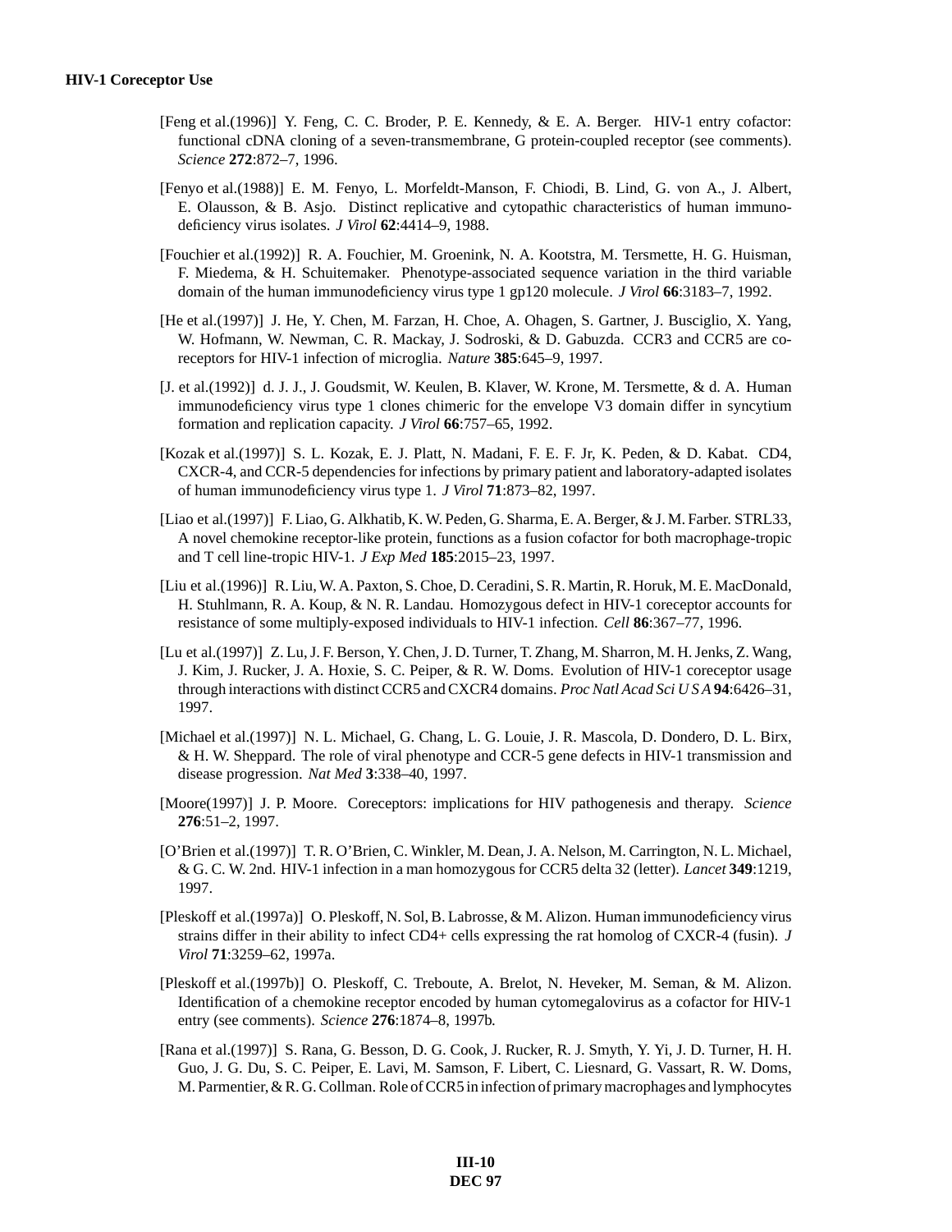[Feng et al.(1996)] Y. Feng, C. C. Broder, P. E. Kennedy, & E. A. Berger. HIV-1 entry cofactor: functional cDNA cloning of a seven-transmembrane, G protein-coupled receptor (see comments). *Science* **272**:872–7, 1996.

[Fenyo et al.(1988)] E. M. Fenyo, L. Morfeldt-Manson, F. Chiodi, B. Lind, G. von A., J. Albert, E. Olausson, & B. Asjo. Distinct replicative and cytopathic characteristics of human immunodeficiency virus isolates. *J Virol* **62**:4414–9, 1988.

[Fouchier et al.(1992)] R. A. Fouchier, M. Groenink, N. A. Kootstra, M. Tersmette, H. G. Huisman, F. Miedema, & H. Schuitemaker. Phenotype-associated sequence variation in the third variable domain of the human immunodeficiency virus type 1 gp120 molecule. *J Virol* **66**:3183–7, 1992.

[He et al.(1997)] J. He, Y. Chen, M. Farzan, H. Choe, A. Ohagen, S. Gartner, J. Busciglio, X. Yang, W. Hofmann, W. Newman, C. R. Mackay, J. Sodroski, & D. Gabuzda. CCR3 and CCR5 are co-receptors for HIV-1 infection of microglia. *Nature* **385**:645–9, 1997.

[J. et al.(1992)] d. J. J., J. Goudsmit, W. Keulen, B. Klaver, W. Krone, M. Tersmette, & d. A. Human immunodeficiency virus type 1 clones chimeric for the envelope V3 domain differ in syncytium formation and replication capacity. *J Virol* **66**:757–65, 1992.

[Kozak et al.(1997)] S. L. Kozak, E. J. Platt, N. Madani, F. E. F. Jr, K. Peden, & D. Kabat. CD4, CXCR-4, and CCR-5 dependencies for infections by primary patient and laboratory-adapted isolates of human immunodeficiency virus type 1. *J Virol* **71**:873–82, 1997.

[Liao et al.(1997)] F. Liao, G. Alkhatib, K. W. Peden, G. Sharma, E. A. Berger, & J. M. Farber. STRL33, A novel chemokine receptor-like protein, functions as a fusion cofactor for both macrophage-tropic and T cell line-tropic HIV-1. *J Exp Med* **185**:2015–23, 1997.

[Liu et al.(1996)] R. Liu, W. A. Paxton, S. Choe, D. Ceradini, S. R. Martin, R. Horuk, M. E. MacDonald, H. Stuhlmann, R. A. Koup, & N. R. Landau. Homozygous defect in HIV-1 coreceptor accounts for resistance of some multiply-exposed individuals to HIV-1 infection. *Cell* **86**:367–77, 1996.

[Lu et al.(1997)] Z. Lu, J. F. Berson, Y. Chen, J. D. Turner, T. Zhang, M. Sharron, M. H. Jenks, Z. Wang, J. Kim, J. Rucker, J. A. Hoxie, S. C. Peiper, & R. W. Doms. Evolution of HIV-1 coreceptor usage through interactions with distinct CCR5 and CXCR4 domains. *Proc Natl Acad Sci U S A* **94**:6426–31, 1997.

[Michael et al.(1997)] N. L. Michael, G. Chang, L. G. Louie, J. R. Mascola, D. Dondero, D. L. Birx, & H. W. Sheppard. The role of viral phenotype and CCR-5 gene defects in HIV-1 transmission and disease progression. *Nat Med* **3**:338–40, 1997.

[Moore(1997)] J. P. Moore. Coreceptors: implications for HIV pathogenesis and therapy. *Science* **276**:51–2, 1997.

[O'Brien et al.(1997)] T. R. O'Brien, C. Winkler, M. Dean, J. A. Nelson, M. Carrington, N. L. Michael, & G. C. W. 2nd. HIV-1 infection in a man homozygous for CCR5 delta 32 (letter). *Lancet* **349**:1219, 1997.

[Pleskoff et al.(1997a)] O. Pleskoff, N. Sol, B. Labrosse, & M. Alizon. Human immunodeficiency virus strains differ in their ability to infect CD4+ cells expressing the rat homolog of CXCR-4 (fusin). *J Virol* **71**:3259–62, 1997a.

[Pleskoff et al.(1997b)] O. Pleskoff, C. Treboute, A. Brelot, N. Heveker, M. Seman, & M. Alizon. Identification of a chemokine receptor encoded by human cytomegalovirus as a cofactor for HIV-1 entry (see comments). *Science* **276**:1874–8, 1997b.

[Rana et al.(1997)] S. Rana, G. Besson, D. G. Cook, J. Rucker, R. J. Smyth, Y. Yi, J. D. Turner, H. H. Guo, J. G. Du, S. C. Peiper, E. Lavi, M. Samson, F. Libert, C. Liesnard, G. Vassart, R. W. Doms, M. Parmentier, & R. G. Collman. Role of CCR5 in infection of primary macrophages and lymphocytes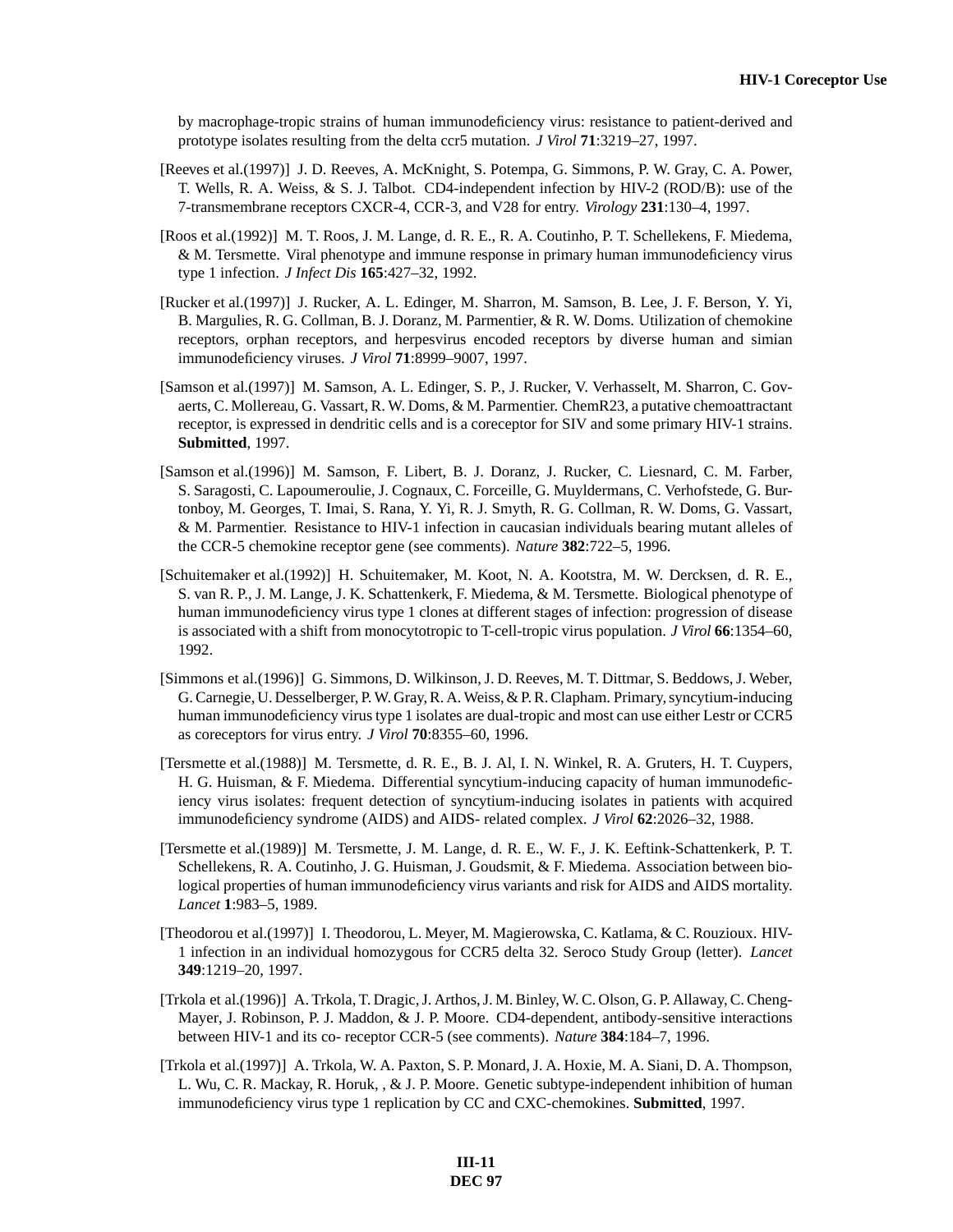by macrophage-tropic strains of human immunodeficiency virus: resistance to patient-derived and prototype isolates resulting from the delta ccr5 mutation. *J Virol* **71**:3219–27, 1997.

[Reeves et al.(1997)] J. D. Reeves, A. McKnight, S. Potempa, G. Simmons, P. W. Gray, C. A. Power, T. Wells, R. A. Weiss, & S. J. Talbot. CD4-independent infection by HIV-2 (ROD/B): use of the 7-transmembrane receptors CXCR-4, CCR-3, and V28 for entry. *Virology* **231**:130–4, 1997.

[Roos et al.(1992)] M. T. Roos, J. M. Lange, d. R. E., R. A. Coutinho, P. T. Schellekens, F. Miedema, & M. Tersmette. Viral phenotype and immune response in primary human immunodeficiency virus type 1 infection. *J Infect Dis* **165**:427–32, 1992.

[Rucker et al.(1997)] J. Rucker, A. L. Edinger, M. Sharron, M. Samson, B. Lee, J. F. Berson, Y. Yi, B. Margulies, R. G. Collman, B. J. Doranz, M. Parmentier, & R. W. Doms. Utilization of chemokine receptors, orphan receptors, and herpesvirus encoded receptors by diverse human and simian immunodeficiency viruses. *J Virol* **71**:8999–9007, 1997.

[Samson et al.(1997)] M. Samson, A. L. Edinger, S. P., J. Rucker, V. Verhasselt, M. Sharron, C. Govaerts, C. Mollereau, G. Vassart, R. W. Doms, & M. Parmentier. ChemR23, a putative chemoattractant receptor, is expressed in dendritic cells and is a coreceptor for SIV and some primary HIV-1 strains. **Submitted**, 1997.

[Samson et al.(1996)] M. Samson, F. Libert, B. J. Doranz, J. Rucker, C. Liesnard, C. M. Farber, S. Saragosti, C. Lapoumeroulie, J. Cognaux, C. Forceille, G. Muyldermans, C. Verhofstede, G. Burtonboy, M. Georges, T. Imai, S. Rana, Y. Yi, R. J. Smyth, R. G. Collman, R. W. Doms, G. Vassart, & M. Parmentier. Resistance to HIV-1 infection in caucasian individuals bearing mutant alleles of the CCR-5 chemokine receptor gene (see comments). *Nature* **382**:722–5, 1996.

[Schuitemaker et al.(1992)] H. Schuitemaker, M. Koot, N. A. Kootstra, M. W. Dercksen, d. R. E., S. van R. P., J. M. Lange, J. K. Schattenkerk, F. Miedema, & M. Tersmette. Biological phenotype of human immunodeficiency virus type 1 clones at different stages of infection: progression of disease is associated with a shift from monocytotropic to T-cell-tropic virus population. *J Virol* **66**:1354–60, 1992.

[Simmons et al.(1996)] G. Simmons, D. Wilkinson, J. D. Reeves, M. T. Dittmar, S. Beddows, J. Weber, G. Carnegie, U. Desselberger, P. W. Gray, R. A. Weiss, & P. R. Clapham. Primary, syncytium-inducing human immunodeficiency virus type 1 isolates are dual-tropic and most can use either Lestr or CCR5 as coreceptors for virus entry. *J Virol* **70**:8355–60, 1996.

[Tersmette et al.(1988)] M. Tersmette, d. R. E., B. J. Al, I. N. Winkel, R. A. Gruters, H. T. Cuypers, H. G. Huisman, & F. Miedema. Differential syncytium-inducing capacity of human immunodeficiency virus isolates: frequent detection of syncytium-inducing isolates in patients with acquired immunodeficiency syndrome (AIDS) and AIDS- related complex. *J Virol* **62**:2026–32, 1988.

[Tersmette et al.(1989)] M. Tersmette, J. M. Lange, d. R. E., W. F., J. K. Eeftink-Schattenkerk, P. T. Schellekens, R. A. Coutinho, J. G. Huisman, J. Goudsmit, & F. Miedema. Association between biological properties of human immunodeficiency virus variants and risk for AIDS and AIDS mortality. *Lancet* **1**:983–5, 1989.

[Theodorou et al.(1997)] I. Theodorou, L. Meyer, M. Magierowska, C. Katlama, & C. Rouzioux. HIV-1 infection in an individual homozygous for CCR5 delta 32. Seroco Study Group (letter). *Lancet* **349**:1219–20, 1997.

[Trkola et al.(1996)] A. Trkola, T. Dragic, J. Arthos, J. M. Binley, W. C. Olson, G. P. Allaway, C. Cheng-Mayer, J. Robinson, P. J. Maddon, & J. P. Moore. CD4-dependent, antibody-sensitive interactions between HIV-1 and its co- receptor CCR-5 (see comments). *Nature* **384**:184–7, 1996.

[Trkola et al.(1997)] A. Trkola, W. A. Paxton, S. P. Monard, J. A. Hoxie, M. A. Siani, D. A. Thompson, L. Wu, C. R. Mackay, R. Horuk, , & J. P. Moore. Genetic subtype-independent inhibition of human immunodeficiency virus type 1 replication by CC and CXC-chemokines. **Submitted**, 1997.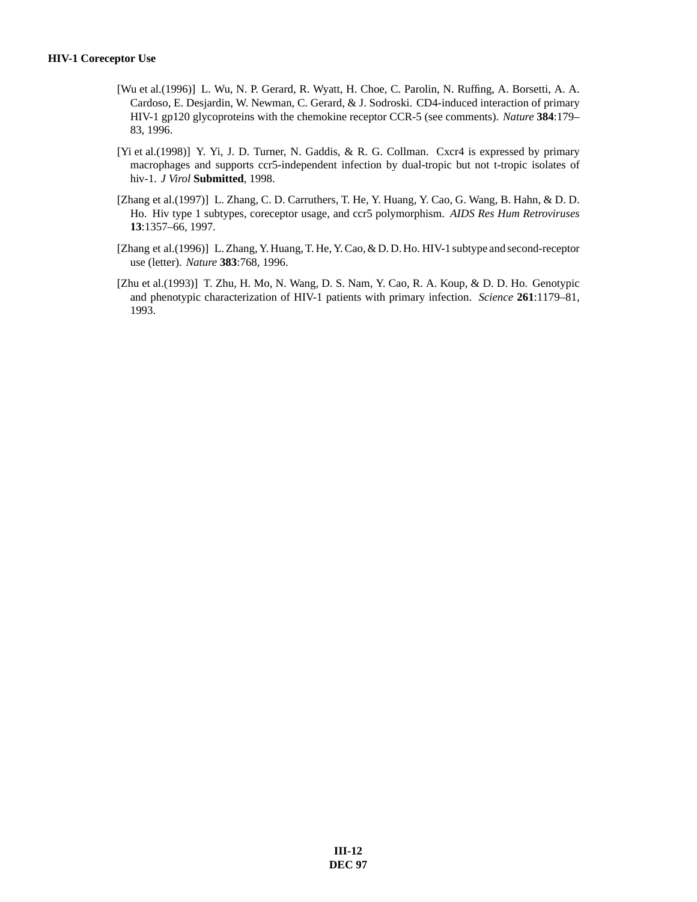[Wu et al.(1996)] L. Wu, N. P. Gerard, R. Wyatt, H. Choe, C. Parolin, N. Ruffing, A. Borsetti, A. A. Cardoso, E. Desjardin, W. Newman, C. Gerard, & J. Sodroski. CD4-induced interaction of primary HIV-1 gp120 glycoproteins with the chemokine receptor CCR-5 (see comments). *Nature* **384**:179–83, 1996.

[Yi et al.(1998)] Y. Yi, J. D. Turner, N. Gaddis, & R. G. Collman. Cxcr4 is expressed by primary macrophages and supports ccr5-independent infection by dual-tropic but not t-tropic isolates of hiv-1. *J Virol* **Submitted**, 1998.

[Zhang et al.(1997)] L. Zhang, C. D. Carruthers, T. He, Y. Huang, Y. Cao, G. Wang, B. Hahn, & D. D. Ho. Hiv type 1 subtypes, coreceptor usage, and ccr5 polymorphism. *AIDS Res Hum Retroviruses* **13**:1357–66, 1997.

[Zhang et al.(1996)] L. Zhang, Y. Huang, T. He, Y. Cao, & D. D. Ho. HIV-1 subtype and second-receptor use (letter). *Nature* **383**:768, 1996.

[Zhu et al.(1993)] T. Zhu, H. Mo, N. Wang, D. S. Nam, Y. Cao, R. A. Koup, & D. D. Ho. Genotypic and phenotypic characterization of HIV-1 patients with primary infection. *Science* **261**:1179–81, 1993.